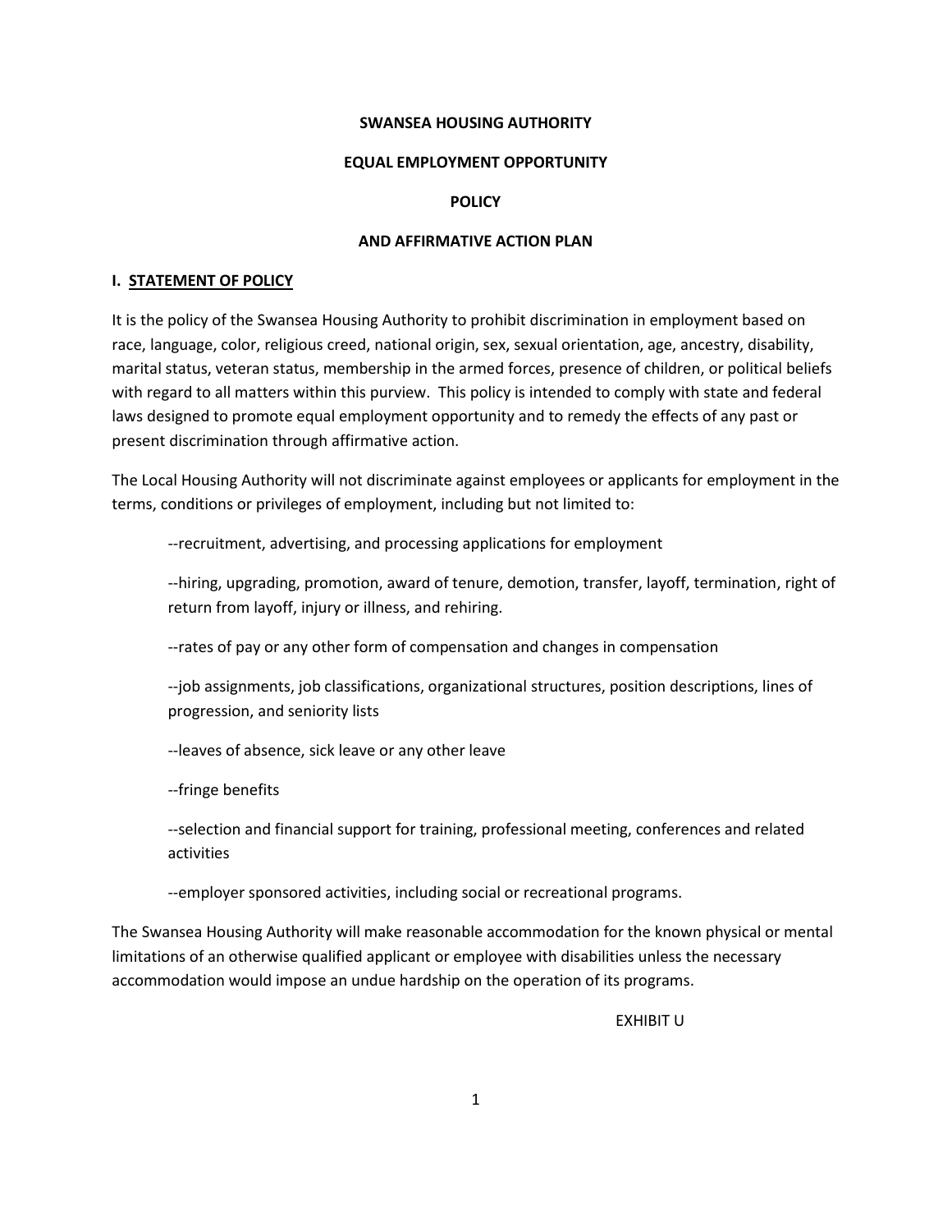**SWANSEA HOUSING AUTHORITY**

**EQUAL EMPLOYMENT OPPORTUNITY**

**POLICY**

**AND AFFIRMATIVE ACTION PLAN**

## I. STATEMENT OF POLICY

It is the policy of the Swansea Housing Authority to prohibit discrimination in employment based on race, language, color, religious creed, national origin, sex, sexual orientation, age, ancestry, disability, marital status, veteran status, membership in the armed forces, presence of children, or political beliefs with regard to all matters within this purview. This policy is intended to comply with state and federal laws designed to promote equal employment opportunity and to remedy the effects of any past or present discrimination through affirmative action.

The Local Housing Authority will not discriminate against employees or applicants for employment in the terms, conditions or privileges of employment, including but not limited to:

--recruitment, advertising, and processing applications for employment

--hiring, upgrading, promotion, award of tenure, demotion, transfer, layoff, termination, right of return from layoff, injury or illness, and rehiring.

--rates of pay or any other form of compensation and changes in compensation

--job assignments, job classifications, organizational structures, position descriptions, lines of progression, and seniority lists

--leaves of absence, sick leave or any other leave

--fringe benefits

--selection and financial support for training, professional meeting, conferences and related activities

--employer sponsored activities, including social or recreational programs.

The Swansea Housing Authority will make reasonable accommodation for the known physical or mental limitations of an otherwise qualified applicant or employee with disabilities unless the necessary accommodation would impose an undue hardship on the operation of its programs.

EXHIBIT U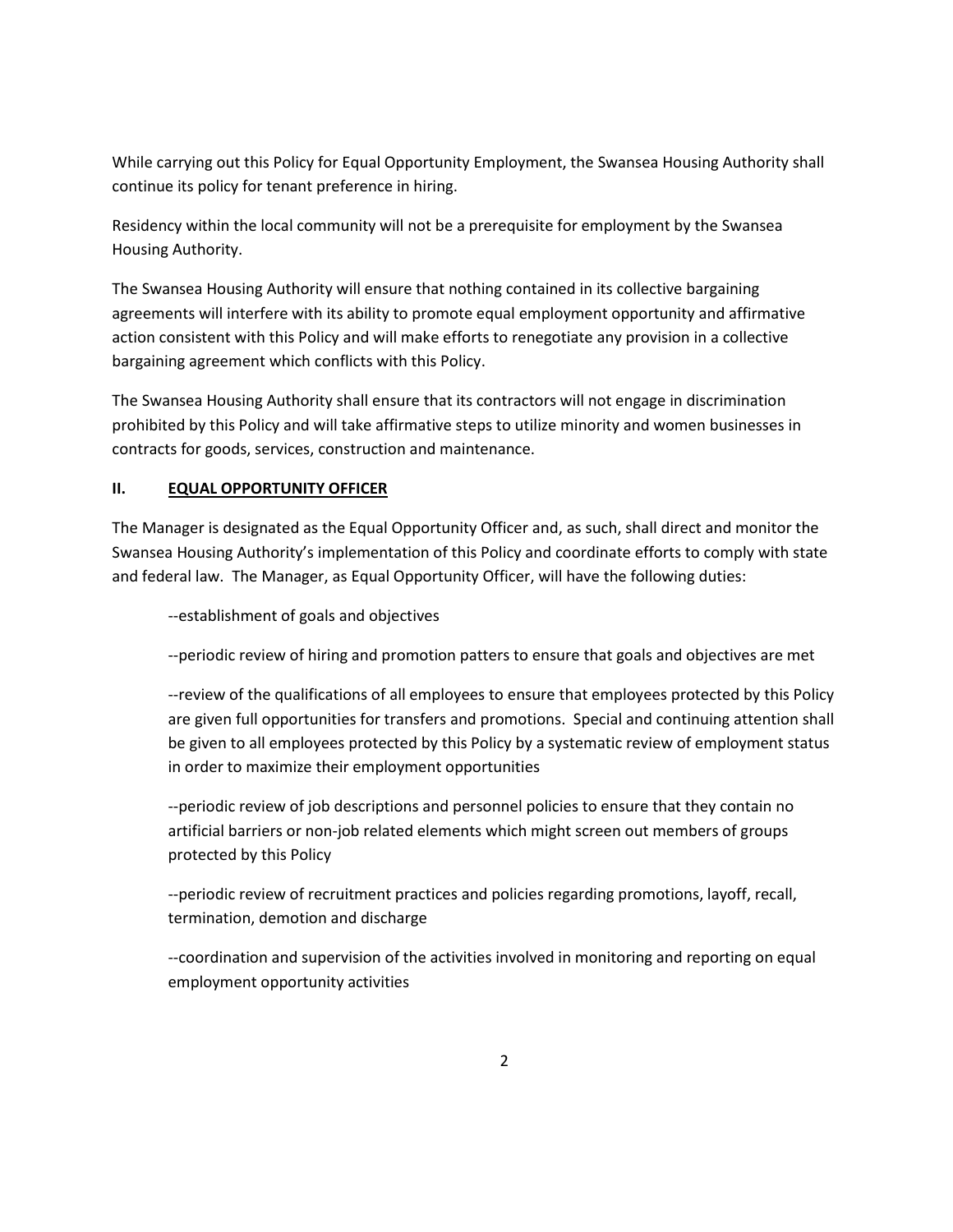While carrying out this Policy for Equal Opportunity Employment, the Swansea Housing Authority shall continue its policy for tenant preference in hiring.

Residency within the local community will not be a prerequisite for employment by the Swansea Housing Authority.

The Swansea Housing Authority will ensure that nothing contained in its collective bargaining agreements will interfere with its ability to promote equal employment opportunity and affirmative action consistent with this Policy and will make efforts to renegotiate any provision in a collective bargaining agreement which conflicts with this Policy.

The Swansea Housing Authority shall ensure that its contractors will not engage in discrimination prohibited by this Policy and will take affirmative steps to utilize minority and women businesses in contracts for goods, services, construction and maintenance.

## II. <u>EQUAL OPPORTUNITY OFFICER</u>

The Manager is designated as the Equal Opportunity Officer and, as such, shall direct and monitor the Swansea Housing Authority's implementation of this Policy and coordinate efforts to comply with state and federal law. The Manager, as Equal Opportunity Officer, will have the following duties:

--establishment of goals and objectives

--periodic review of hiring and promotion patters to ensure that goals and objectives are met

--review of the qualifications of all employees to ensure that employees protected by this Policy are given full opportunities for transfers and promotions. Special and continuing attention shall be given to all employees protected by this Policy by a systematic review of employment status in order to maximize their employment opportunities

--periodic review of job descriptions and personnel policies to ensure that they contain no artificial barriers or non-job related elements which might screen out members of groups protected by this Policy

--periodic review of recruitment practices and policies regarding promotions, layoff, recall, termination, demotion and discharge

--coordination and supervision of the activities involved in monitoring and reporting on equal employment opportunity activities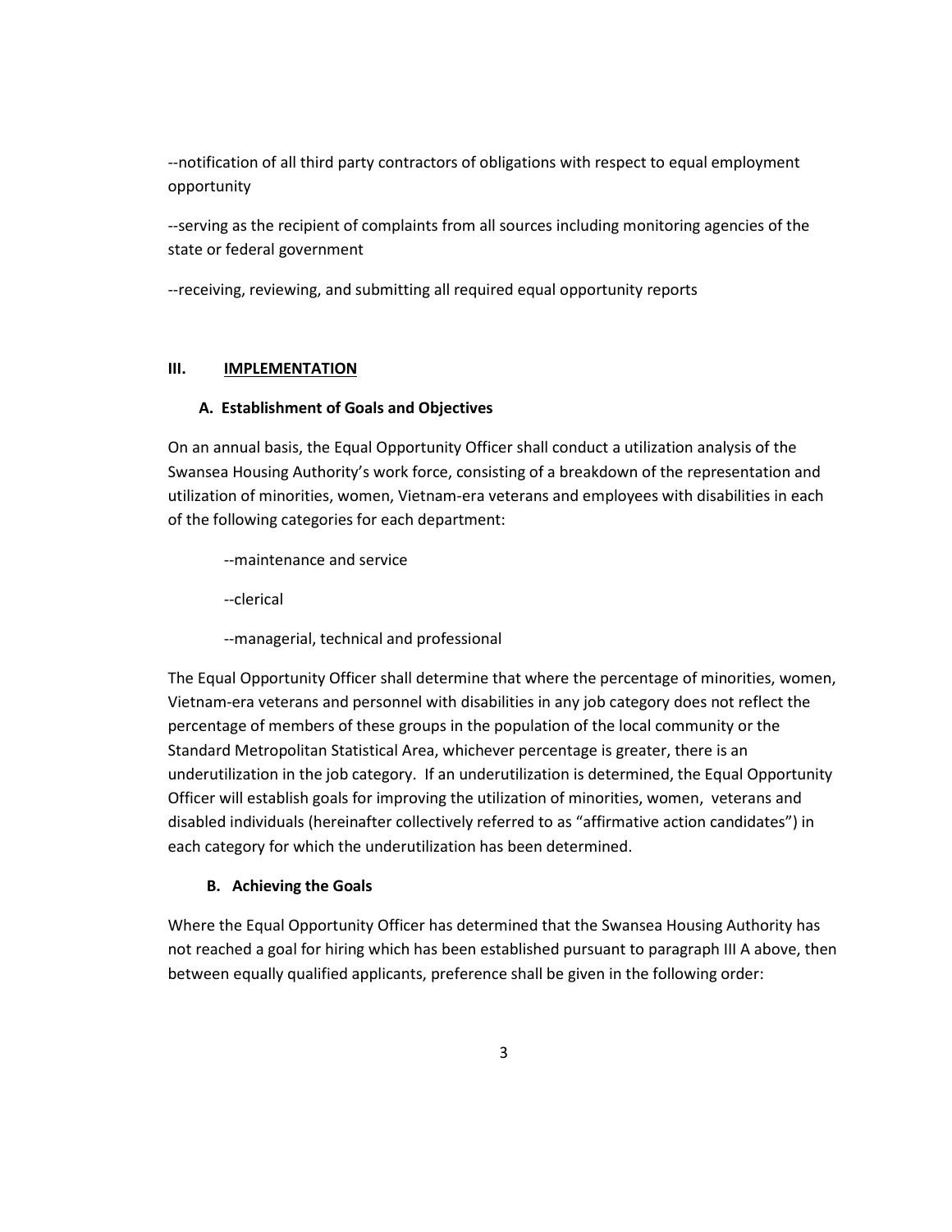--notification of all third party contractors of obligations with respect to equal employment opportunity

--serving as the recipient of complaints from all sources including monitoring agencies of the state or federal government

--receiving, reviewing, and submitting all required equal opportunity reports

## III. IMPLEMENTATION

### A. Establishment of Goals and Objectives

On an annual basis, the Equal Opportunity Officer shall conduct a utilization analysis of the Swansea Housing Authority's work force, consisting of a breakdown of the representation and utilization of minorities, women, Vietnam-era veterans and employees with disabilities in each of the following categories for each department:

--maintenance and service

--clerical

--managerial, technical and professional

The Equal Opportunity Officer shall determine that where the percentage of minorities, women, Vietnam-era veterans and personnel with disabilities in any job category does not reflect the percentage of members of these groups in the population of the local community or the Standard Metropolitan Statistical Area, whichever percentage is greater, there is an underutilization in the job category. If an underutilization is determined, the Equal Opportunity Officer will establish goals for improving the utilization of minorities, women, veterans and disabled individuals (hereinafter collectively referred to as "affirmative action candidates") in each category for which the underutilization has been determined.

### B. Achieving the Goals

Where the Equal Opportunity Officer has determined that the Swansea Housing Authority has not reached a goal for hiring which has been established pursuant to paragraph III A above, then between equally qualified applicants, preference shall be given in the following order: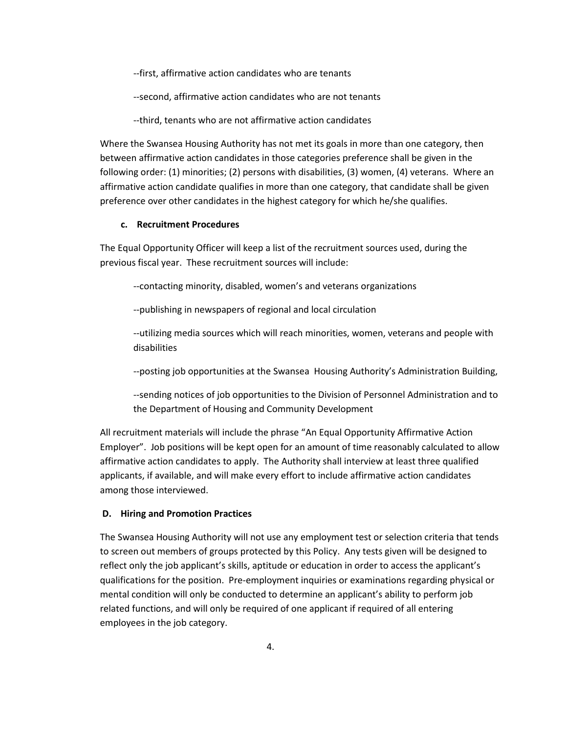--first, affirmative action candidates who are tenants

--second, affirmative action candidates who are not tenants

--third, tenants who are not affirmative action candidates

Where the Swansea Housing Authority has not met its goals in more than one category, then between affirmative action candidates in those categories preference shall be given in the following order: (1) minorities; (2) persons with disabilities, (3) women, (4) veterans. Where an affirmative action candidate qualifies in more than one category, that candidate shall be given preference over other candidates in the highest category for which he/she qualifies.

**c. Recruitment Procedures**

The Equal Opportunity Officer will keep a list of the recruitment sources used, during the previous fiscal year. These recruitment sources will include:

--contacting minority, disabled, women's and veterans organizations

--publishing in newspapers of regional and local circulation

--utilizing media sources which will reach minorities, women, veterans and people with disabilities

--posting job opportunities at the Swansea Housing Authority's Administration Building,

--sending notices of job opportunities to the Division of Personnel Administration and to the Department of Housing and Community Development

All recruitment materials will include the phrase "An Equal Opportunity Affirmative Action Employer". Job positions will be kept open for an amount of time reasonably calculated to allow affirmative action candidates to apply. The Authority shall interview at least three qualified applicants, if available, and will make every effort to include affirmative action candidates among those interviewed.

**D. Hiring and Promotion Practices**

The Swansea Housing Authority will not use any employment test or selection criteria that tends to screen out members of groups protected by this Policy. Any tests given will be designed to reflect only the job applicant's skills, aptitude or education in order to access the applicant's qualifications for the position. Pre-employment inquiries or examinations regarding physical or mental condition will only be conducted to determine an applicant's ability to perform job related functions, and will only be required of one applicant if required of all entering employees in the job category.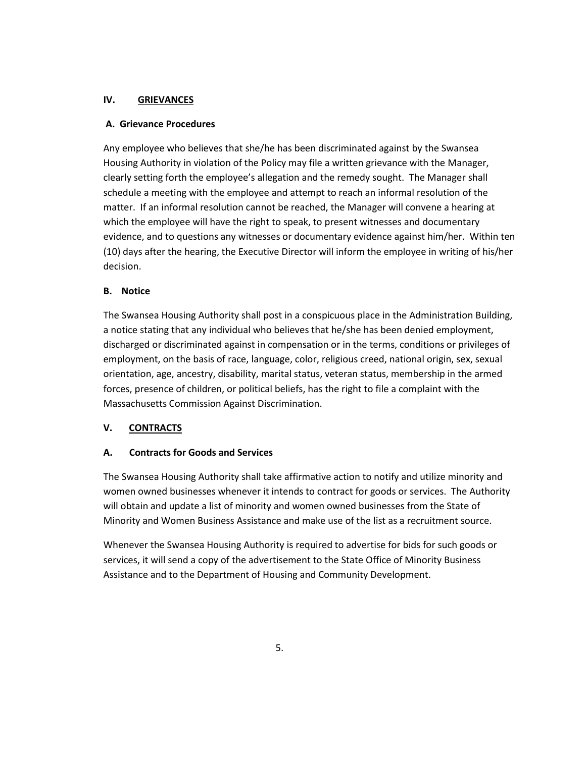## IV. GRIEVANCES

### A. Grievance Procedures

Any employee who believes that she/he has been discriminated against by the Swansea Housing Authority in violation of the Policy may file a written grievance with the Manager, clearly setting forth the employee's allegation and the remedy sought. The Manager shall schedule a meeting with the employee and attempt to reach an informal resolution of the matter. If an informal resolution cannot be reached, the Manager will convene a hearing at which the employee will have the right to speak, to present witnesses and documentary evidence, and to questions any witnesses or documentary evidence against him/her. Within ten (10) days after the hearing, the Executive Director will inform the employee in writing of his/her decision.

### B. Notice

The Swansea Housing Authority shall post in a conspicuous place in the Administration Building, a notice stating that any individual who believes that he/she has been denied employment, discharged or discriminated against in compensation or in the terms, conditions or privileges of employment, on the basis of race, language, color, religious creed, national origin, sex, sexual orientation, age, ancestry, disability, marital status, veteran status, membership in the armed forces, presence of children, or political beliefs, has the right to file a complaint with the Massachusetts Commission Against Discrimination.

## V. CONTRACTS

### A. Contracts for Goods and Services

The Swansea Housing Authority shall take affirmative action to notify and utilize minority and women owned businesses whenever it intends to contract for goods or services. The Authority will obtain and update a list of minority and women owned businesses from the State of Minority and Women Business Assistance and make use of the list as a recruitment source.

Whenever the Swansea Housing Authority is required to advertise for bids for such goods or services, it will send a copy of the advertisement to the State Office of Minority Business Assistance and to the Department of Housing and Community Development.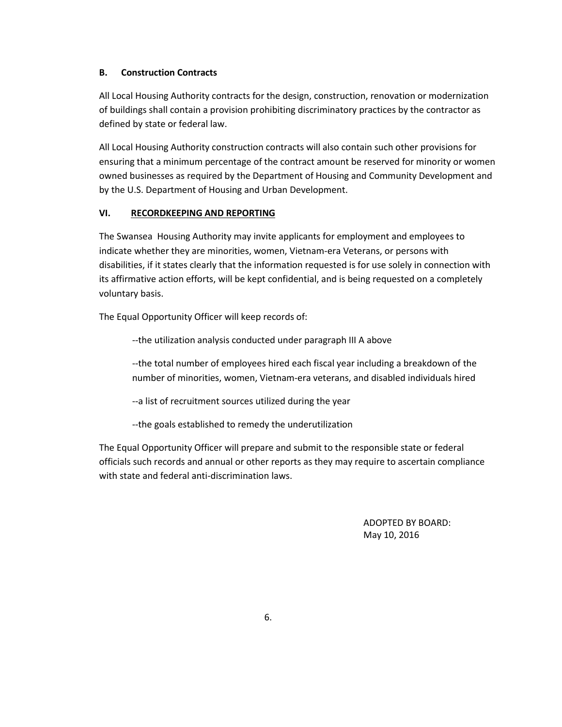### B. Construction Contracts

All Local Housing Authority contracts for the design, construction, renovation or modernization of buildings shall contain a provision prohibiting discriminatory practices by the contractor as defined by state or federal law.

All Local Housing Authority construction contracts will also contain such other provisions for ensuring that a minimum percentage of the contract amount be reserved for minority or women owned businesses as required by the Department of Housing and Community Development and by the U.S. Department of Housing and Urban Development.

## VI. RECORDKEEPING AND REPORTING

The Swansea Housing Authority may invite applicants for employment and employees to indicate whether they are minorities, women, Vietnam-era Veterans, or persons with disabilities, if it states clearly that the information requested is for use solely in connection with its affirmative action efforts, will be kept confidential, and is being requested on a completely voluntary basis.

The Equal Opportunity Officer will keep records of:

--the utilization analysis conducted under paragraph III A above

--the total number of employees hired each fiscal year including a breakdown of the number of minorities, women, Vietnam-era veterans, and disabled individuals hired

--a list of recruitment sources utilized during the year

--the goals established to remedy the underutilization

The Equal Opportunity Officer will prepare and submit to the responsible state or federal officials such records and annual or other reports as they may require to ascertain compliance with state and federal anti-discrimination laws.

ADOPTED BY BOARD:
May 10, 2016